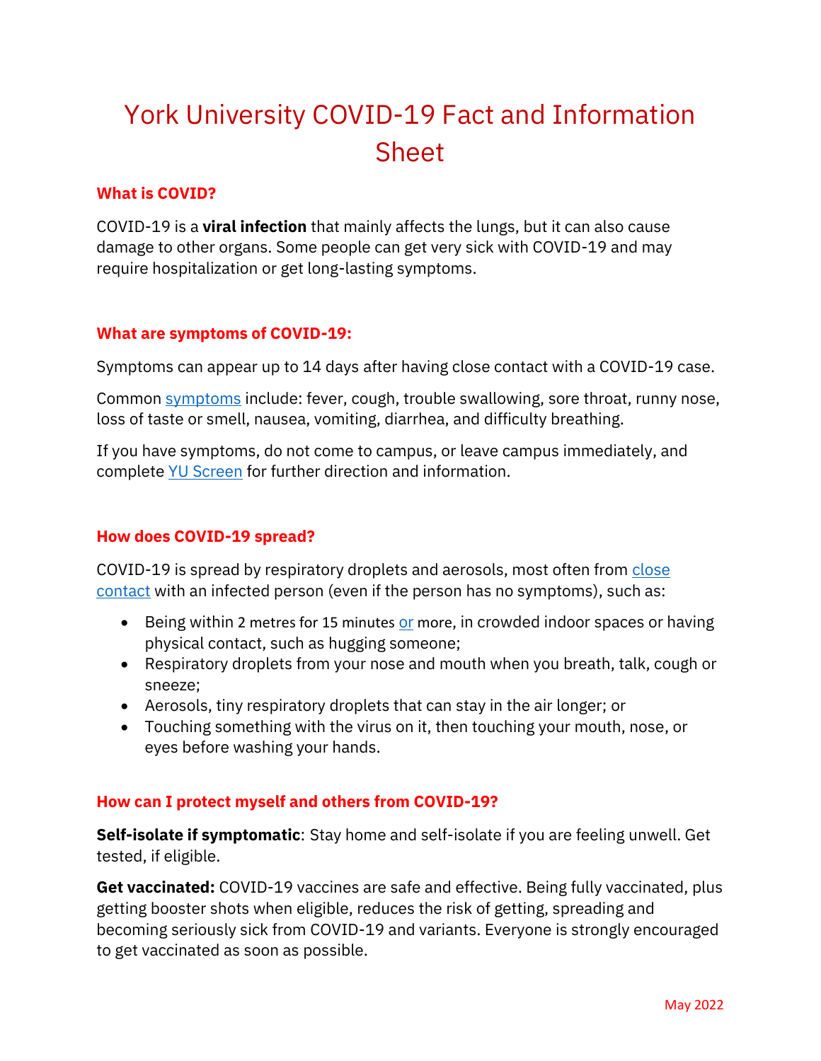# York University COVID-19 Fact and Information Sheet

## What is COVID?

COVID-19 is a **viral infection** that mainly affects the lungs, but it can also cause damage to other organs. Some people can get very sick with COVID-19 and may require hospitalization or get long-lasting symptoms.

## What are symptoms of COVID-19:

Symptoms can appear up to 14 days after having close contact with a COVID-19 case.

Common symptoms include: fever, cough, trouble swallowing, sore throat, runny nose, loss of taste or smell, nausea, vomiting, diarrhea, and difficulty breathing.

If you have symptoms, do not come to campus, or leave campus immediately, and complete YU Screen for further direction and information.

## How does COVID-19 spread?

COVID-19 is spread by respiratory droplets and aerosols, most often from close contact with an infected person (even if the person has no symptoms), such as:

- Being within 2 metres for 15 minutes or more, in crowded indoor spaces or having physical contact, such as hugging someone;
- Respiratory droplets from your nose and mouth when you breath, talk, cough or sneeze;
- Aerosols, tiny respiratory droplets that can stay in the air longer; or
- Touching something with the virus on it, then touching your mouth, nose, or eyes before washing your hands.

## How can I protect myself and others from COVID-19?

**Self-isolate if symptomatic**: Stay home and self-isolate if you are feeling unwell. Get tested, if eligible.

**Get vaccinated:** COVID-19 vaccines are safe and effective. Being fully vaccinated, plus getting booster shots when eligible, reduces the risk of getting, spreading and becoming seriously sick from COVID-19 and variants. Everyone is strongly encouraged to get vaccinated as soon as possible.

May 2022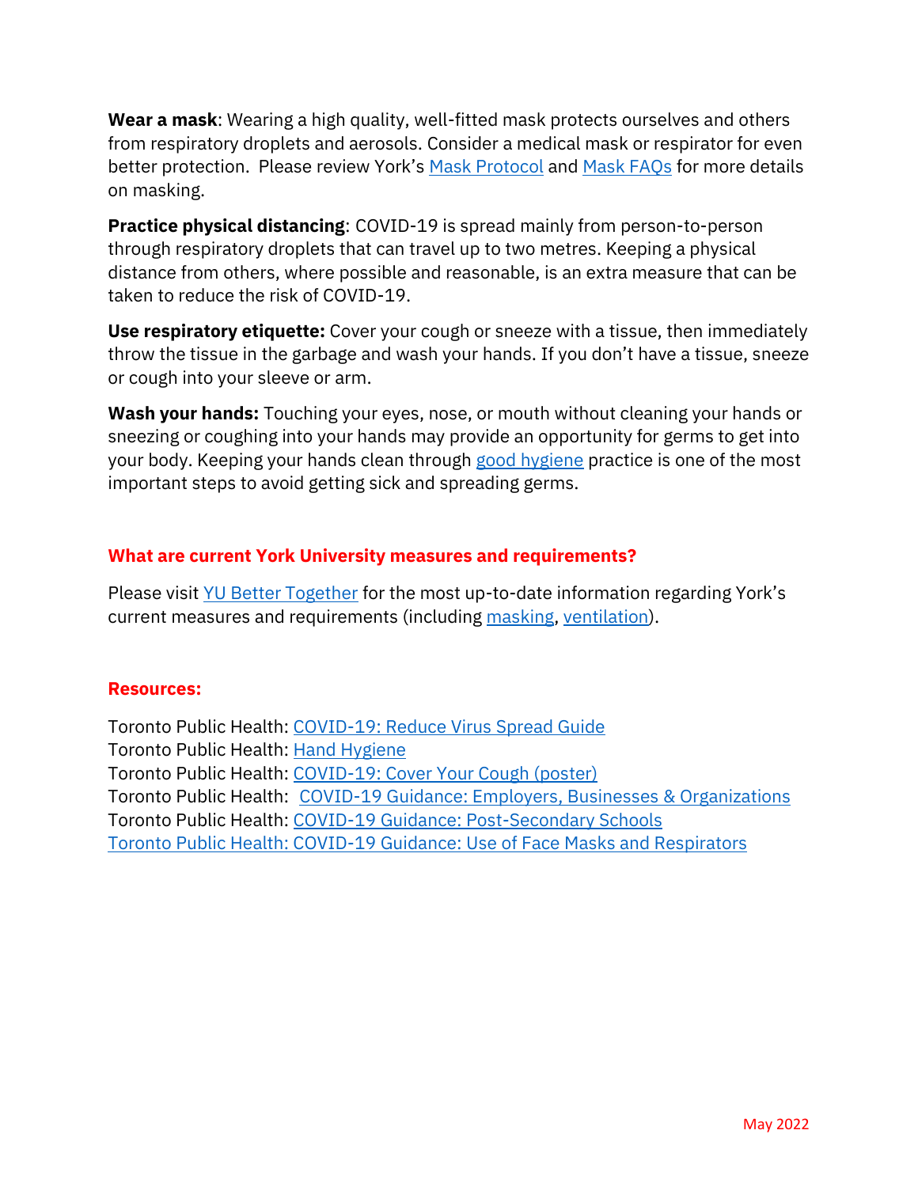**Wear a mask**: Wearing a high quality, well-fitted mask protects ourselves and others from respiratory droplets and aerosols. Consider a medical mask or respirator for even better protection. Please review York's Mask Protocol and Mask FAQs for more details on masking.

**Practice physical distancing**: COVID-19 is spread mainly from person-to-person through respiratory droplets that can travel up to two metres. Keeping a physical distance from others, where possible and reasonable, is an extra measure that can be taken to reduce the risk of COVID-19.

**Use respiratory etiquette:** Cover your cough or sneeze with a tissue, then immediately throw the tissue in the garbage and wash your hands. If you don't have a tissue, sneeze or cough into your sleeve or arm.

**Wash your hands:** Touching your eyes, nose, or mouth without cleaning your hands or sneezing or coughing into your hands may provide an opportunity for germs to get into your body. Keeping your hands clean through good hygiene practice is one of the most important steps to avoid getting sick and spreading germs.

## What are current York University measures and requirements?

Please visit YU Better Together for the most up-to-date information regarding York's current measures and requirements (including masking, ventilation).

## Resources:

Toronto Public Health: COVID-19: Reduce Virus Spread Guide
Toronto Public Health: Hand Hygiene
Toronto Public Health: COVID-19: Cover Your Cough (poster)
Toronto Public Health: COVID-19 Guidance: Employers, Businesses & Organizations
Toronto Public Health: COVID-19 Guidance: Post-Secondary Schools
Toronto Public Health: COVID-19 Guidance: Use of Face Masks and Respirators

May 2022